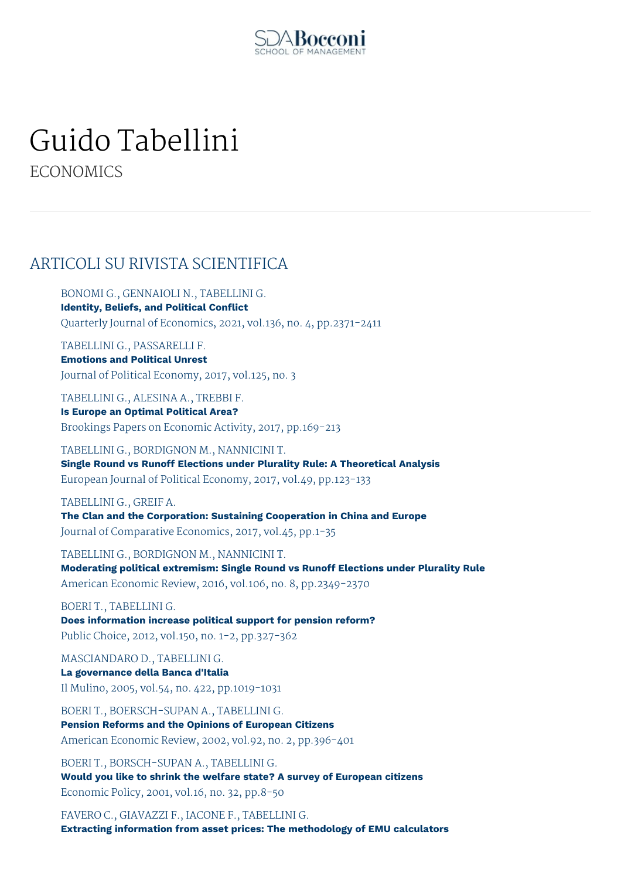# Guido Tabellini

ECONOMICS

## ARTICOLI SU RIVISTA SCIENTIFICA

BONOMI G., GENNAIOLI N., TABELLINI G.
**Identity, Beliefs, and Political Conflict**
Quarterly Journal of Economics, 2021, vol.136, no. 4, pp.2371-2411

TABELLINI G., PASSARELLI F.
**Emotions and Political Unrest**
Journal of Political Economy, 2017, vol.125, no. 3

TABELLINI G., ALESINA A., TREBBI F.
**Is Europe an Optimal Political Area?**
Brookings Papers on Economic Activity, 2017, pp.169-213

TABELLINI G., BORDIGNON M., NANNICINI T.
**Single Round vs Runoff Elections under Plurality Rule: A Theoretical Analysis**
European Journal of Political Economy, 2017, vol.49, pp.123-133

TABELLINI G., GREIF A.
**The Clan and the Corporation: Sustaining Cooperation in China and Europe**
Journal of Comparative Economics, 2017, vol.45, pp.1-35

TABELLINI G., BORDIGNON M., NANNICINI T.
**Moderating political extremism: Single Round vs Runoff Elections under Plurality Rule**
American Economic Review, 2016, vol.106, no. 8, pp.2349-2370

BOERI T., TABELLINI G.
**Does information increase political support for pension reform?**
Public Choice, 2012, vol.150, no. 1-2, pp.327-362

MASCIANDARO D., TABELLINI G.
**La governance della Banca d'Italia**
Il Mulino, 2005, vol.54, no. 422, pp.1019-1031

BOERI T., BOERSCH-SUPAN A., TABELLINI G.
**Pension Reforms and the Opinions of European Citizens**
American Economic Review, 2002, vol.92, no. 2, pp.396-401

BOERI T., BORSCH-SUPAN A., TABELLINI G.
**Would you like to shrink the welfare state? A survey of European citizens**
Economic Policy, 2001, vol.16, no. 32, pp.8-50

FAVERO C., GIAVAZZI F., IACONE F., TABELLINI G.
**Extracting information from asset prices: The methodology of EMU calculators**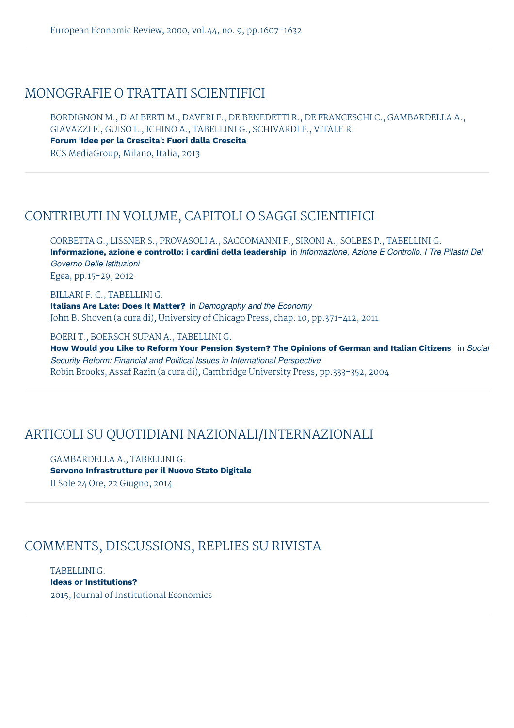European Economic Review, 2000, vol.44, no. 9, pp.1607-1632

## MONOGRAFIE O TRATTATI SCIENTIFICI

BORDIGNON M., D'ALBERTI M., DAVERI F., DE BENEDETTI R., DE FRANCESCHI C., GAMBARDELLA A., GIAVAZZI F., GUISO L., ICHINO A., TABELLINI G., SCHIVARDI F., VITALE R.
**Forum 'Idee per la Crescita': Fuori dalla Crescita**
RCS MediaGroup, Milano, Italia, 2013

## CONTRIBUTI IN VOLUME, CAPITOLI O SAGGI SCIENTIFICI

CORBETTA G., LISSNER S., PROVASOLI A., SACCOMANNI F., SIRONI A., SOLBES P., TABELLINI G.
**Informazione, azione e controllo: i cardini della leadership** in *Informazione, Azione E Controllo. I Tre Pilastri Del Governo Delle Istituzioni*
Egea, pp.15-29, 2012

BILLARI F. C., TABELLINI G.
**Italians Are Late: Does It Matter?** in *Demography and the Economy*
John B. Shoven (a cura di), University of Chicago Press, chap. 10, pp.371-412, 2011

BOERI T., BOERSCH SUPAN A., TABELLINI G.
**How Would you Like to Reform Your Pension System? The Opinions of German and Italian Citizens** in *Social Security Reform: Financial and Political Issues in International Perspective*
Robin Brooks, Assaf Razin (a cura di), Cambridge University Press, pp.333-352, 2004

## ARTICOLI SU QUOTIDIANI NAZIONALI/INTERNAZIONALI

GAMBARDELLA A., TABELLINI G.
**Servono Infrastrutture per il Nuovo Stato Digitale**
Il Sole 24 Ore, 22 Giugno, 2014

## COMMENTS, DISCUSSIONS, REPLIES SU RIVISTA

TABELLINI G.
**Ideas or Institutions?**
2015, Journal of Institutional Economics